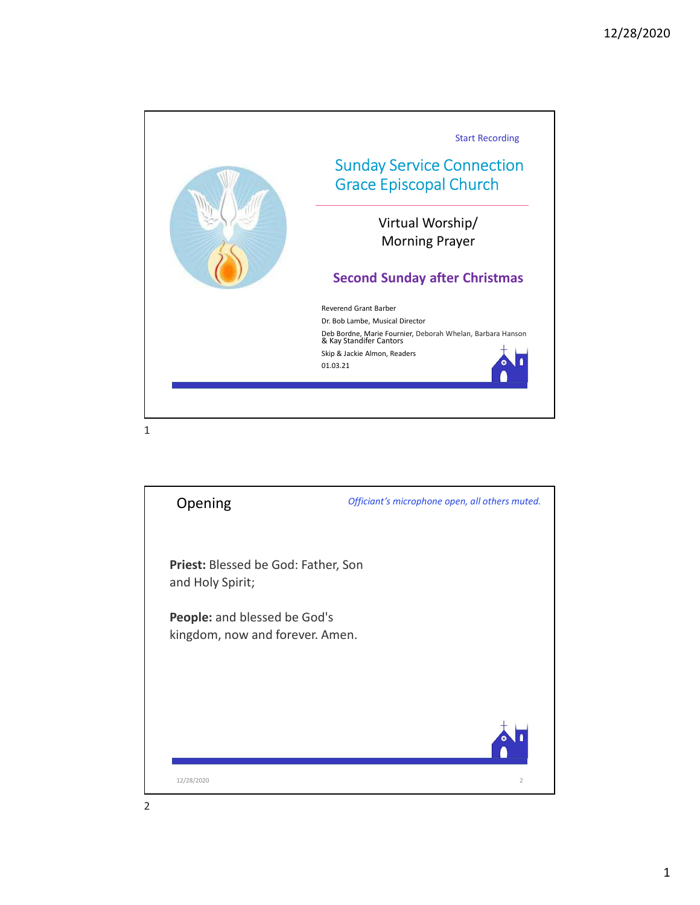Start Recording

# Sunday Service Connection
# Grace Episcopal Church

Virtual Worship/
Morning Prayer

## Second Sunday after Christmas

Reverend Grant Barber
Dr. Bob Lambe, Musical Director
Deb Bordne, Marie Fournier, Deborah Whelan, Barbara Hanson & Kay Standifer Cantors
Skip & Jackie Almon, Readers
01.03.21

---

## Opening

*Officiant's microphone open, all others muted.*

**Priest:** Blessed be God: Father, Son and Holy Spirit;

**People:** and blessed be God's kingdom, now and forever. Amen.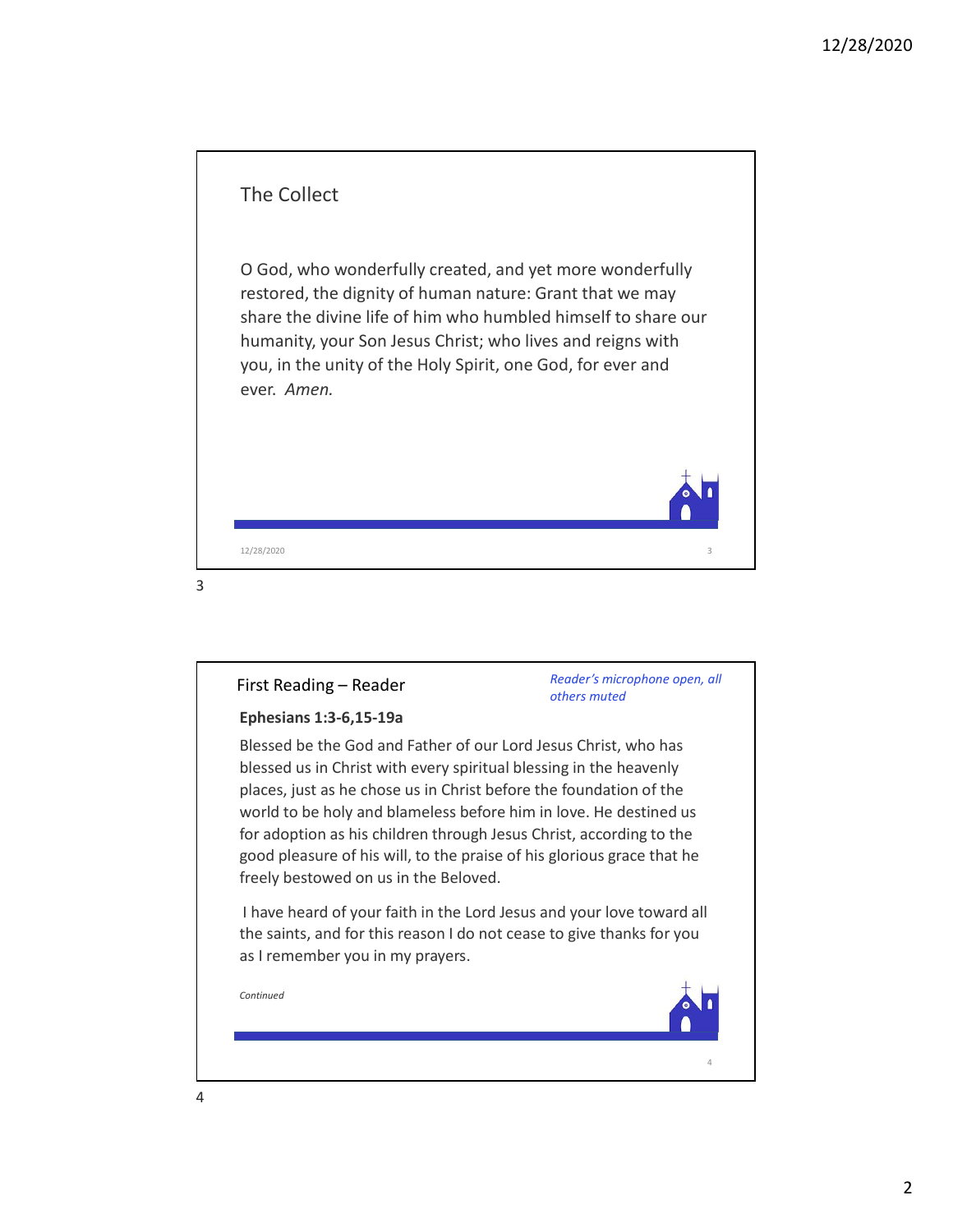## The Collect

O God, who wonderfully created, and yet more wonderfully restored, the dignity of human nature: Grant that we may share the divine life of him who humbled himself to share our humanity, your Son Jesus Christ; who lives and reigns with you, in the unity of the Holy Spirit, one God, for ever and ever. *Amen.*

## First Reading – Reader

*Reader's microphone open, all others muted*

**Ephesians 1:3-6,15-19a**

Blessed be the God and Father of our Lord Jesus Christ, who has blessed us in Christ with every spiritual blessing in the heavenly places, just as he chose us in Christ before the foundation of the world to be holy and blameless before him in love. He destined us for adoption as his children through Jesus Christ, according to the good pleasure of his will, to the praise of his glorious grace that he freely bestowed on us in the Beloved.

I have heard of your faith in the Lord Jesus and your love toward all the saints, and for this reason I do not cease to give thanks for you as I remember you in my prayers.

*Continued*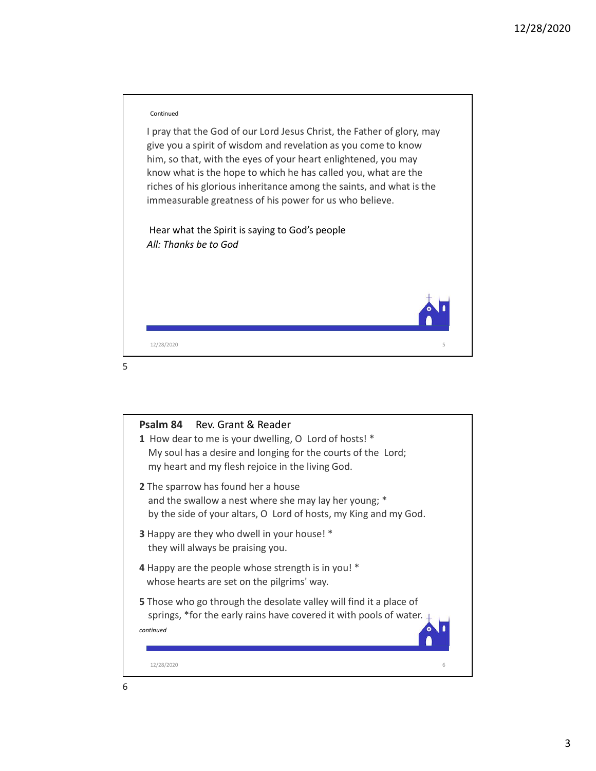Continued

I pray that the God of our Lord Jesus Christ, the Father of glory, may give you a spirit of wisdom and revelation as you come to know him, so that, with the eyes of your heart enlightened, you may know what is the hope to which he has called you, what are the riches of his glorious inheritance among the saints, and what is the immeasurable greatness of his power for us who believe.

Hear what the Spirit is saying to God's people
*All: Thanks be to God*

**Psalm 84** Rev. Grant & Reader

**1** How dear to me is your dwelling, O Lord of hosts! *
My soul has a desire and longing for the courts of the Lord;
my heart and my flesh rejoice in the living God.

**2** The sparrow has found her a house
and the swallow a nest where she may lay her young; *
by the side of your altars, O Lord of hosts, my King and my God.

**3** Happy are they who dwell in your house! *
they will always be praising you.

**4** Happy are the people whose strength is in you! *
whose hearts are set on the pilgrims' way.

**5** Those who go through the desolate valley will find it a place of springs, *for the early rains have covered it with pools of water.

*continued*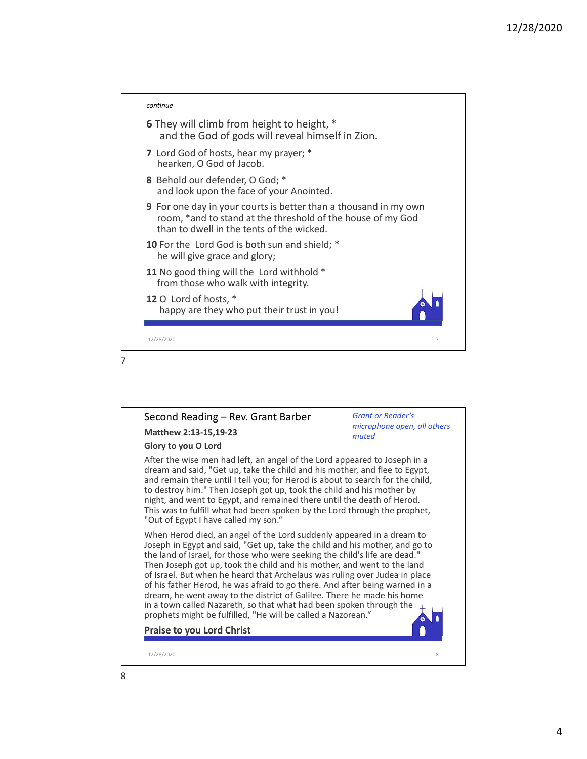*continue*

**6** They will climb from height to height, *
and the God of gods will reveal himself in Zion.

**7** Lord God of hosts, hear my prayer; *
hearken, O God of Jacob.

**8** Behold our defender, O God; *
and look upon the face of your Anointed.

**9** For one day in your courts is better than a thousand in my own room, *and to stand at the threshold of the house of my God than to dwell in the tents of the wicked.

**10** For the Lord God is both sun and shield; *
he will give grace and glory;

**11** No good thing will the Lord withhold *
from those who walk with integrity.

**12** O Lord of hosts, *
happy are they who put their trust in you!

---

## Second Reading – Rev. Grant Barber

*Grant or Reader's microphone open, all others muted*

**Matthew 2:13-15,19-23**

**Glory to you O Lord**

After the wise men had left, an angel of the Lord appeared to Joseph in a dream and said, "Get up, take the child and his mother, and flee to Egypt, and remain there until I tell you; for Herod is about to search for the child, to destroy him." Then Joseph got up, took the child and his mother by night, and went to Egypt, and remained there until the death of Herod. This was to fulfill what had been spoken by the Lord through the prophet, "Out of Egypt I have called my son."

When Herod died, an angel of the Lord suddenly appeared in a dream to Joseph in Egypt and said, "Get up, take the child and his mother, and go to the land of Israel, for those who were seeking the child's life are dead." Then Joseph got up, took the child and his mother, and went to the land of Israel. But when he heard that Archelaus was ruling over Judea in place of his father Herod, he was afraid to go there. And after being warned in a dream, he went away to the district of Galilee. There he made his home in a town called Nazareth, so that what had been spoken through the prophets might be fulfilled, "He will be called a Nazorean."

**Praise to you Lord Christ**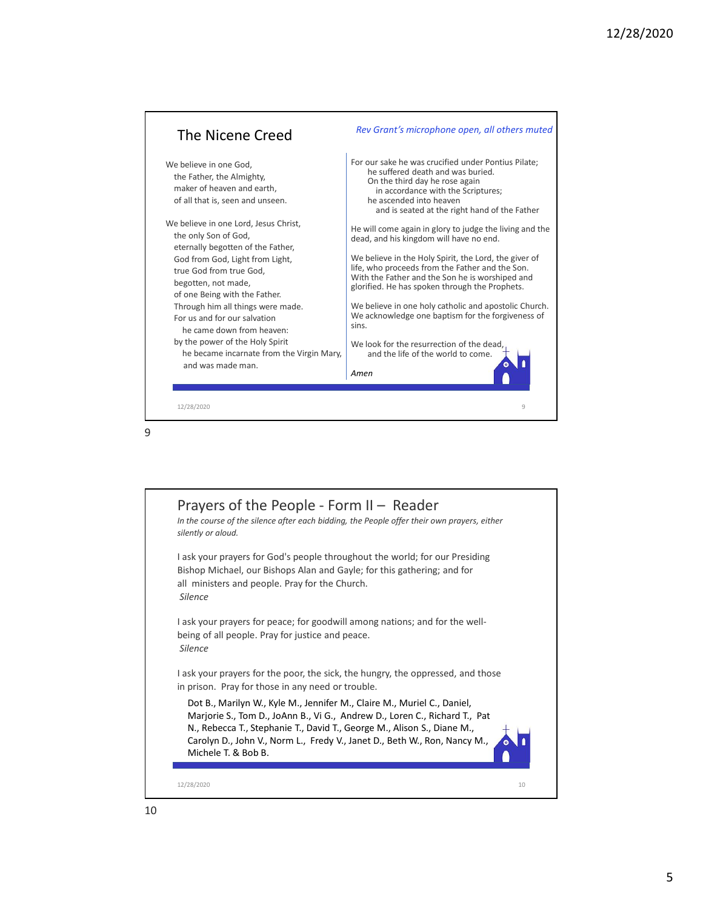## The Nicene Creed

*Rev Grant's microphone open, all others muted*

We believe in one God,
the Father, the Almighty,
maker of heaven and earth,
of all that is, seen and unseen.

We believe in one Lord, Jesus Christ,
the only Son of God,
eternally begotten of the Father,
God from God, Light from Light,
true God from true God,
begotten, not made,
of one Being with the Father.
Through him all things were made.
For us and for our salvation
he came down from heaven:
by the power of the Holy Spirit
he became incarnate from the Virgin Mary,
and was made man.

For our sake he was crucified under Pontius Pilate;
he suffered death and was buried.
On the third day he rose again
in accordance with the Scriptures;
he ascended into heaven
and is seated at the right hand of the Father

He will come again in glory to judge the living and the dead, and his kingdom will have no end.

We believe in the Holy Spirit, the Lord, the giver of life, who proceeds from the Father and the Son. With the Father and the Son he is worshiped and glorified. He has spoken through the Prophets.

We believe in one holy catholic and apostolic Church. We acknowledge one baptism for the forgiveness of sins.

We look for the resurrection of the dead,
and the life of the world to come.

*Amen*

## Prayers of the People - Form II – Reader

*In the course of the silence after each bidding, the People offer their own prayers, either silently or aloud.*

I ask your prayers for God's people throughout the world; for our Presiding Bishop Michael, our Bishops Alan and Gayle; for this gathering; and for all ministers and people. Pray for the Church.

*Silence*

I ask your prayers for peace; for goodwill among nations; and for the well-being of all people. Pray for justice and peace.

*Silence*

I ask your prayers for the poor, the sick, the hungry, the oppressed, and those in prison. Pray for those in any need or trouble.

Dot B., Marilyn W., Kyle M., Jennifer M., Claire M., Muriel C., Daniel, Marjorie S., Tom D., JoAnn B., Vi G., Andrew D., Loren C., Richard T., Pat N., Rebecca T., Stephanie T., David T., George M., Alison S., Diane M., Carolyn D., John V., Norm L., Fredy V., Janet D., Beth W., Ron, Nancy M., Michele T. & Bob B.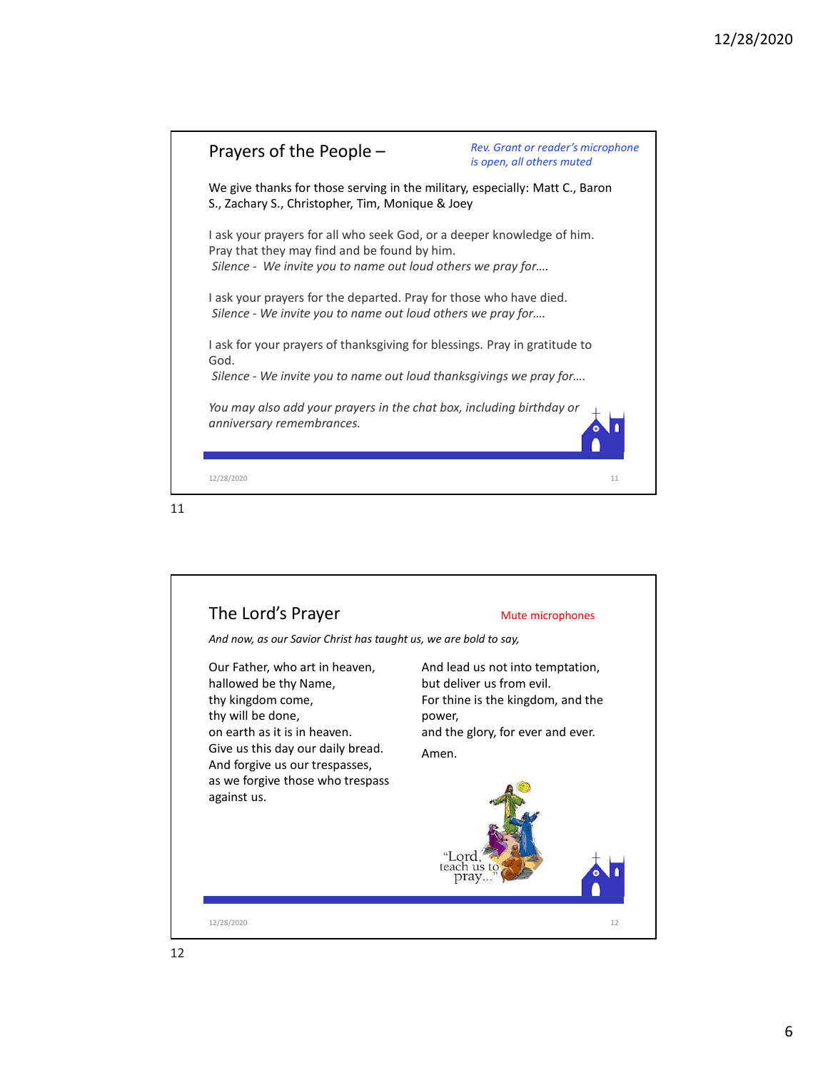## Prayers of the People –

*Rev. Grant or reader's microphone is open, all others muted*

We give thanks for those serving in the military, especially: Matt C., Baron S., Zachary S., Christopher, Tim, Monique & Joey

I ask your prayers for all who seek God, or a deeper knowledge of him. Pray that they may find and be found by him.
*Silence - We invite you to name out loud others we pray for….*

I ask your prayers for the departed. Pray for those who have died.
*Silence - We invite you to name out loud others we pray for….*

I ask for your prayers of thanksgiving for blessings. Pray in gratitude to God.
*Silence - We invite you to name out loud thanksgivings we pray for….*

*You may also add your prayers in the chat box, including birthday or anniversary remembrances.*

## The Lord's Prayer

Mute microphones

*And now, as our Savior Christ has taught us, we are bold to say,*

Our Father, who art in heaven,
hallowed be thy Name,
thy kingdom come,
thy will be done,
on earth as it is in heaven.
Give us this day our daily bread.
And forgive us our trespasses,
as we forgive those who trespass against us.
And lead us not into temptation,
but deliver us from evil.
For thine is the kingdom, and the power,
and the glory, for ever and ever.
Amen.

"Lord, teach us to pray..."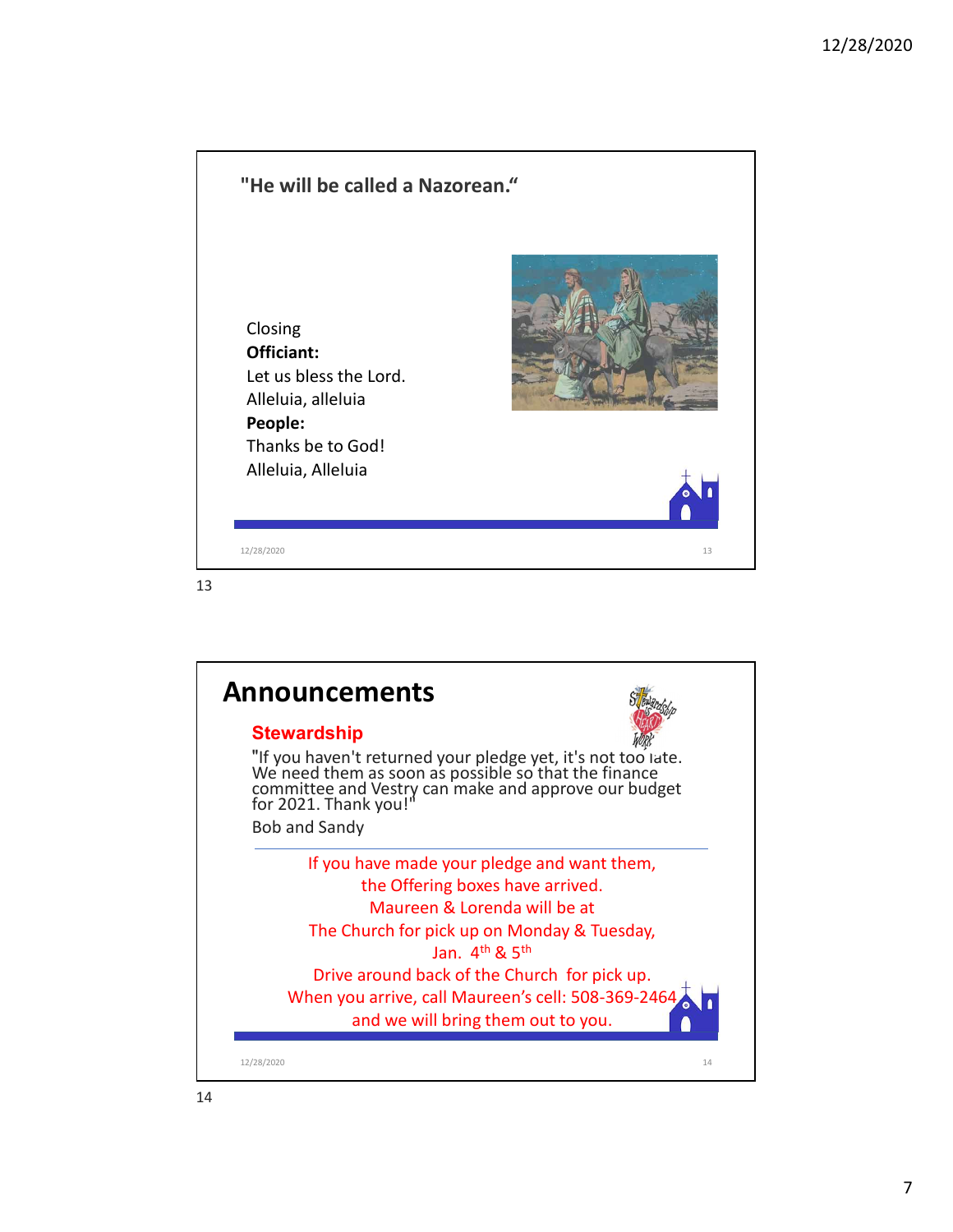"He will be called a Nazorean."

Closing
**Officiant:**
Let us bless the Lord.
Alleluia, alleluia
**People:**
Thanks be to God!
Alleluia, Alleluia

# Announcements

## Stewardship

"If you haven't returned your pledge yet, it's not too late. We need them as soon as possible so that the finance committee and Vestry can make and approve our budget for 2021. Thank you!"

Bob and Sandy

---

If you have made your pledge and want them,
the Offering boxes have arrived.
Maureen & Lorenda will be at
The Church for pick up on Monday & Tuesday,
Jan. 4th & 5th
Drive around back of the Church for pick up.
When you arrive, call Maureen's cell: 508-369-2464
and we will bring them out to you.